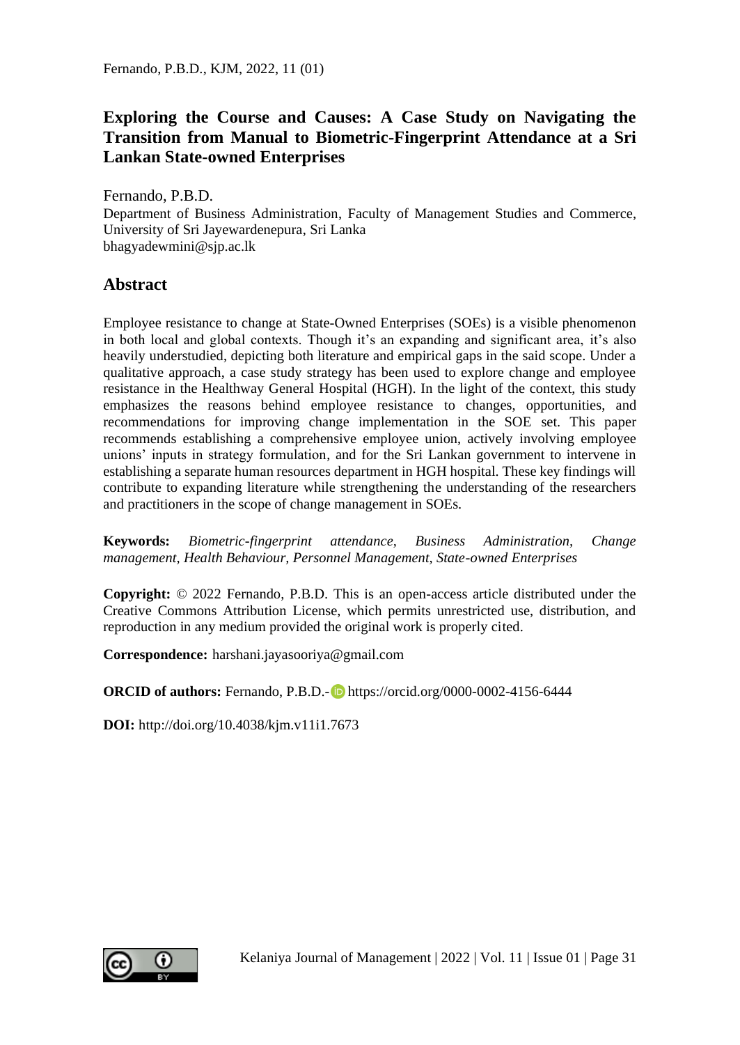# Exploring the Course and Causes: A Case Study on Navigating the Transition from Manual to Biometric-Fingerprint Attendance at a Sri Lankan State-owned Enterprises

Fernando, P.B.D.

Department of Business Administration, Faculty of Management Studies and Commerce, University of Sri Jayewardenepura, Sri Lanka

bhagyadewmini@sjp.ac.lk

## Abstract

Employee resistance to change at State-Owned Enterprises (SOEs) is a visible phenomenon in both local and global contexts. Though it's an expanding and significant area, it's also heavily understudied, depicting both literature and empirical gaps in the said scope. Under a qualitative approach, a case study strategy has been used to explore change and employee resistance in the Healthway General Hospital (HGH). In the light of the context, this study emphasizes the reasons behind employee resistance to changes, opportunities, and recommendations for improving change implementation in the SOE set. This paper recommends establishing a comprehensive employee union, actively involving employee unions' inputs in strategy formulation, and for the Sri Lankan government to intervene in establishing a separate human resources department in HGH hospital. These key findings will contribute to expanding literature while strengthening the understanding of the researchers and practitioners in the scope of change management in SOEs.

**Keywords:** *Biometric-fingerprint attendance, Business Administration, Change management, Health Behaviour, Personnel Management, State-owned Enterprises*

**Copyright:** © 2022 Fernando, P.B.D. This is an open-access article distributed under the Creative Commons Attribution License, which permits unrestricted use, distribution, and reproduction in any medium provided the original work is properly cited.

**Correspondence:** harshani.jayasooriya@gmail.com

**ORCID of authors:** Fernando, P.B.D.- https://orcid.org/0000-0002-4156-6444

**DOI:** http://doi.org/10.4038/kjm.v11i1.7673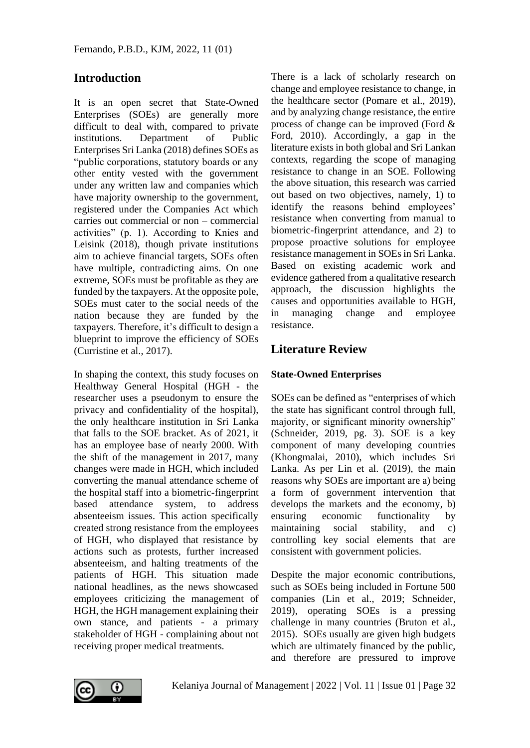## Introduction

It is an open secret that State-Owned Enterprises (SOEs) are generally more difficult to deal with, compared to private institutions. Department of Public Enterprises Sri Lanka (2018) defines SOEs as "public corporations, statutory boards or any other entity vested with the government under any written law and companies which have majority ownership to the government, registered under the Companies Act which carries out commercial or non – commercial activities" (p. 1). According to Knies and Leisink (2018), though private institutions aim to achieve financial targets, SOEs often have multiple, contradicting aims. On one extreme, SOEs must be profitable as they are funded by the taxpayers. At the opposite pole, SOEs must cater to the social needs of the nation because they are funded by the taxpayers. Therefore, it's difficult to design a blueprint to improve the efficiency of SOEs (Curristine et al., 2017).

In shaping the context, this study focuses on Healthway General Hospital (HGH - the researcher uses a pseudonym to ensure the privacy and confidentiality of the hospital), the only healthcare institution in Sri Lanka that falls to the SOE bracket. As of 2021, it has an employee base of nearly 2000. With the shift of the management in 2017, many changes were made in HGH, which included converting the manual attendance scheme of the hospital staff into a biometric-fingerprint based attendance system, to address absenteeism issues. This action specifically created strong resistance from the employees of HGH, who displayed that resistance by actions such as protests, further increased absenteeism, and halting treatments of the patients of HGH. This situation made national headlines, as the news showcased employees criticizing the management of HGH, the HGH management explaining their own stance, and patients - a primary stakeholder of HGH - complaining about not receiving proper medical treatments.

There is a lack of scholarly research on change and employee resistance to change, in the healthcare sector (Pomare et al., 2019), and by analyzing change resistance, the entire process of change can be improved (Ford & Ford, 2010). Accordingly, a gap in the literature exists in both global and Sri Lankan contexts, regarding the scope of managing resistance to change in an SOE. Following the above situation, this research was carried out based on two objectives, namely, 1) to identify the reasons behind employees' resistance when converting from manual to biometric-fingerprint attendance, and 2) to propose proactive solutions for employee resistance management in SOEs in Sri Lanka. Based on existing academic work and evidence gathered from a qualitative research approach, the discussion highlights the causes and opportunities available to HGH, in managing change and employee resistance.

## Literature Review

### State-Owned Enterprises

SOEs can be defined as "enterprises of which the state has significant control through full, majority, or significant minority ownership" (Schneider, 2019, pg. 3). SOE is a key component of many developing countries (Khongmalai, 2010), which includes Sri Lanka. As per Lin et al. (2019), the main reasons why SOEs are important are a) being a form of government intervention that develops the markets and the economy, b) ensuring economic functionality by maintaining social stability, and c) controlling key social elements that are consistent with government policies.

Despite the major economic contributions, such as SOEs being included in Fortune 500 companies (Lin et al., 2019; Schneider, 2019), operating SOEs is a pressing challenge in many countries (Bruton et al., 2015). SOEs usually are given high budgets which are ultimately financed by the public, and therefore are pressured to improve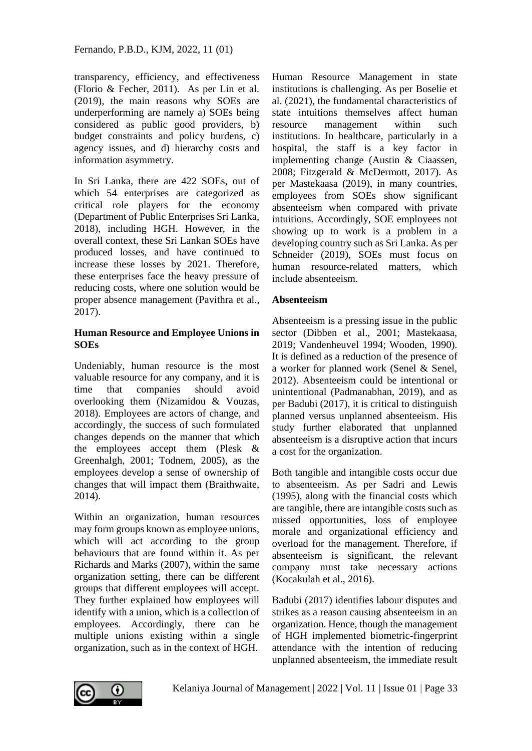transparency, efficiency, and effectiveness (Florio & Fecher, 2011). As per Lin et al. (2019), the main reasons why SOEs are underperforming are namely a) SOEs being considered as public good providers, b) budget constraints and policy burdens, c) agency issues, and d) hierarchy costs and information asymmetry.

In Sri Lanka, there are 422 SOEs, out of which 54 enterprises are categorized as critical role players for the economy (Department of Public Enterprises Sri Lanka, 2018), including HGH. However, in the overall context, these Sri Lankan SOEs have produced losses, and have continued to increase these losses by 2021. Therefore, these enterprises face the heavy pressure of reducing costs, where one solution would be proper absence management (Pavithra et al., 2017).

**Human Resource and Employee Unions in SOEs**

Undeniably, human resource is the most valuable resource for any company, and it is time that companies should avoid overlooking them (Nizamidou & Vouzas, 2018). Employees are actors of change, and accordingly, the success of such formulated changes depends on the manner that which the employees accept them (Plesk & Greenhalgh, 2001; Todnem, 2005), as the employees develop a sense of ownership of changes that will impact them (Braithwaite, 2014).

Within an organization, human resources may form groups known as employee unions, which will act according to the group behaviours that are found within it. As per Richards and Marks (2007), within the same organization setting, there can be different groups that different employees will accept. They further explained how employees will identify with a union, which is a collection of employees. Accordingly, there can be multiple unions existing within a single organization, such as in the context of HGH.

Human Resource Management in state institutions is challenging. As per Boselie et al. (2021), the fundamental characteristics of state intuitions themselves affect human resource management within such institutions. In healthcare, particularly in a hospital, the staff is a key factor in implementing change (Austin & Ciaassen, 2008; Fitzgerald & McDermott, 2017). As per Mastekaasa (2019), in many countries, employees from SOEs show significant absenteeism when compared with private intuitions. Accordingly, SOE employees not showing up to work is a problem in a developing country such as Sri Lanka. As per Schneider (2019), SOEs must focus on human resource-related matters, which include absenteeism.

**Absenteeism**

Absenteeism is a pressing issue in the public sector (Dibben et al., 2001; Mastekaasa, 2019; Vandenheuvel 1994; Wooden, 1990). It is defined as a reduction of the presence of a worker for planned work (Senel & Senel, 2012). Absenteeism could be intentional or unintentional (Padmanabhan, 2019), and as per Badubi (2017), it is critical to distinguish planned versus unplanned absenteeism. His study further elaborated that unplanned absenteeism is a disruptive action that incurs a cost for the organization.

Both tangible and intangible costs occur due to absenteeism. As per Sadri and Lewis (1995), along with the financial costs which are tangible, there are intangible costs such as missed opportunities, loss of employee morale and organizational efficiency and overload for the management. Therefore, if absenteeism is significant, the relevant company must take necessary actions (Kocakulah et al., 2016).

Badubi (2017) identifies labour disputes and strikes as a reason causing absenteeism in an organization. Hence, though the management of HGH implemented biometric-fingerprint attendance with the intention of reducing unplanned absenteeism, the immediate result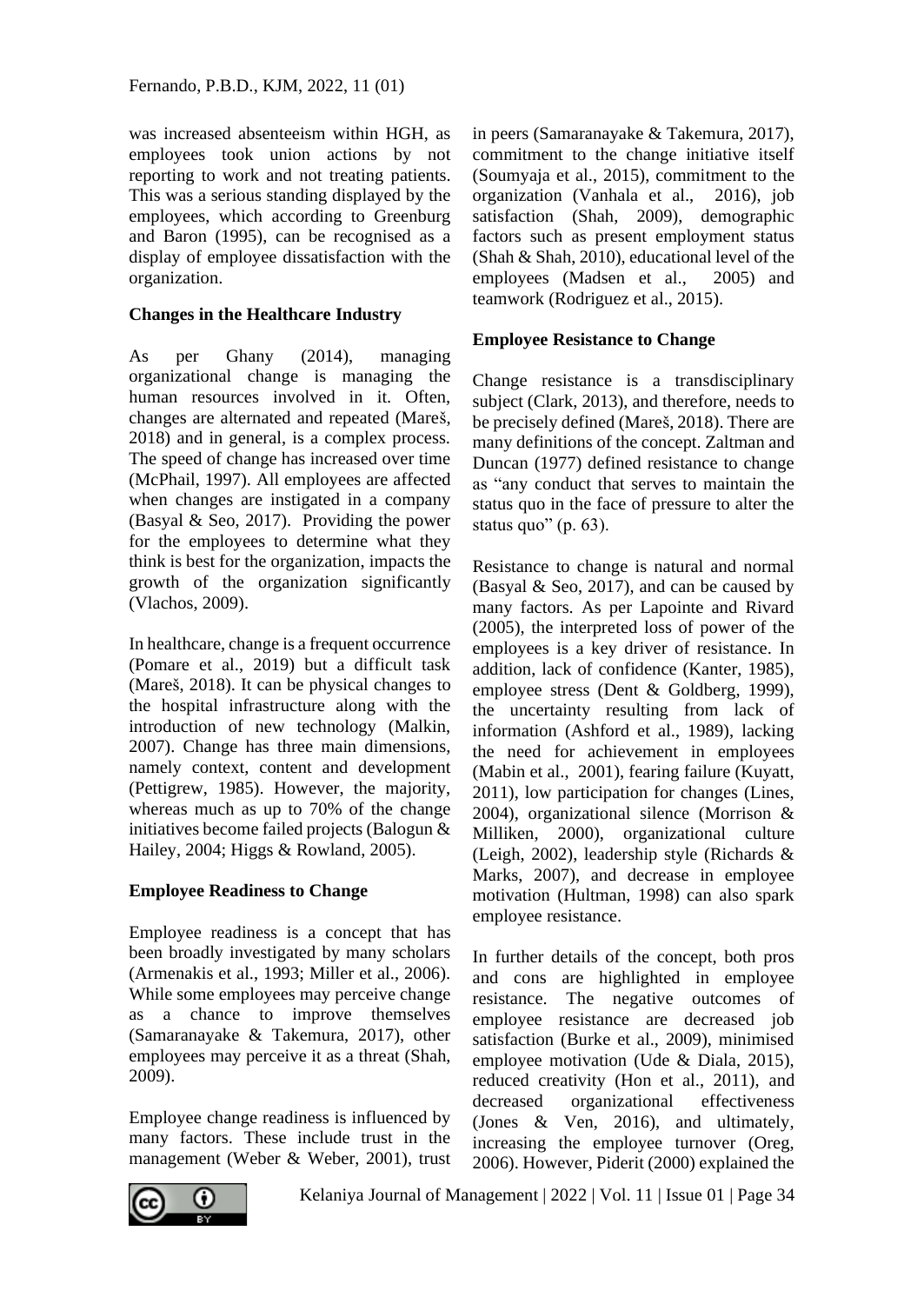was increased absenteeism within HGH, as employees took union actions by not reporting to work and not treating patients. This was a serious standing displayed by the employees, which according to Greenburg and Baron (1995), can be recognised as a display of employee dissatisfaction with the organization.

## Changes in the Healthcare Industry

As per Ghany (2014), managing organizational change is managing the human resources involved in it. Often, changes are alternated and repeated (Mareš, 2018) and in general, is a complex process. The speed of change has increased over time (McPhail, 1997). All employees are affected when changes are instigated in a company (Basyal & Seo, 2017). Providing the power for the employees to determine what they think is best for the organization, impacts the growth of the organization significantly (Vlachos, 2009).

In healthcare, change is a frequent occurrence (Pomare et al., 2019) but a difficult task (Mareš, 2018). It can be physical changes to the hospital infrastructure along with the introduction of new technology (Malkin, 2007). Change has three main dimensions, namely context, content and development (Pettigrew, 1985). However, the majority, whereas much as up to 70% of the change initiatives become failed projects (Balogun & Hailey, 2004; Higgs & Rowland, 2005).

## Employee Readiness to Change

Employee readiness is a concept that has been broadly investigated by many scholars (Armenakis et al., 1993; Miller et al., 2006). While some employees may perceive change as a chance to improve themselves (Samaranayake & Takemura, 2017), other employees may perceive it as a threat (Shah, 2009).

Employee change readiness is influenced by many factors. These include trust in the management (Weber & Weber, 2001), trust in peers (Samaranayake & Takemura, 2017), commitment to the change initiative itself (Soumyaja et al., 2015), commitment to the organization (Vanhala et al., 2016), job satisfaction (Shah, 2009), demographic factors such as present employment status (Shah & Shah, 2010), educational level of the employees (Madsen et al., 2005) and teamwork (Rodriguez et al., 2015).

## Employee Resistance to Change

Change resistance is a transdisciplinary subject (Clark, 2013), and therefore, needs to be precisely defined (Mareš, 2018). There are many definitions of the concept. Zaltman and Duncan (1977) defined resistance to change as "any conduct that serves to maintain the status quo in the face of pressure to alter the status quo" (p. 63).

Resistance to change is natural and normal (Basyal & Seo, 2017), and can be caused by many factors. As per Lapointe and Rivard (2005), the interpreted loss of power of the employees is a key driver of resistance. In addition, lack of confidence (Kanter, 1985), employee stress (Dent & Goldberg, 1999), the uncertainty resulting from lack of information (Ashford et al., 1989), lacking the need for achievement in employees (Mabin et al., 2001), fearing failure (Kuyatt, 2011), low participation for changes (Lines, 2004), organizational silence (Morrison & Milliken, 2000), organizational culture (Leigh, 2002), leadership style (Richards & Marks, 2007), and decrease in employee motivation (Hultman, 1998) can also spark employee resistance.

In further details of the concept, both pros and cons are highlighted in employee resistance. The negative outcomes of employee resistance are decreased job satisfaction (Burke et al., 2009), minimised employee motivation (Ude & Diala, 2015), reduced creativity (Hon et al., 2011), and decreased organizational effectiveness (Jones & Ven, 2016), and ultimately, increasing the employee turnover (Oreg, 2006). However, Piderit (2000) explained the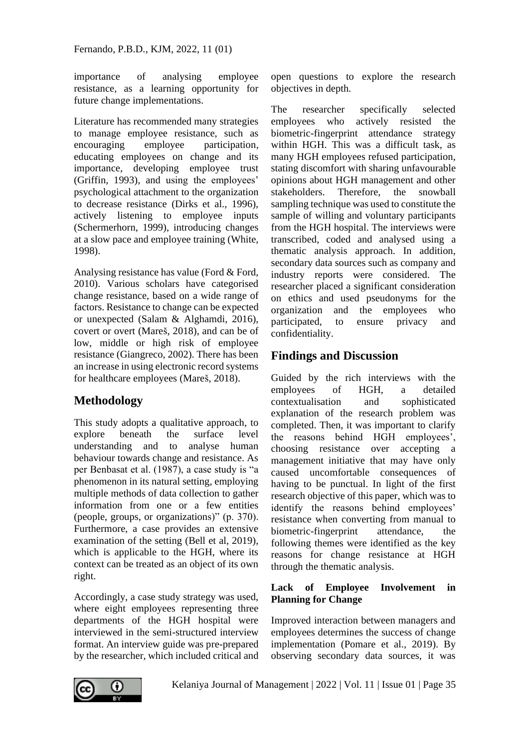importance of analysing employee resistance, as a learning opportunity for future change implementations.

Literature has recommended many strategies to manage employee resistance, such as encouraging employee participation, educating employees on change and its importance, developing employee trust (Griffin, 1993), and using the employees' psychological attachment to the organization to decrease resistance (Dirks et al., 1996), actively listening to employee inputs (Schermerhorn, 1999), introducing changes at a slow pace and employee training (White, 1998).

Analysing resistance has value (Ford & Ford, 2010). Various scholars have categorised change resistance, based on a wide range of factors. Resistance to change can be expected or unexpected (Salam & Alghamdi, 2016), covert or overt (Mareš, 2018), and can be of low, middle or high risk of employee resistance (Giangreco, 2002). There has been an increase in using electronic record systems for healthcare employees (Mareš, 2018).

## Methodology

This study adopts a qualitative approach, to explore beneath the surface level understanding and to analyse human behaviour towards change and resistance. As per Benbasat et al. (1987), a case study is "a phenomenon in its natural setting, employing multiple methods of data collection to gather information from one or a few entities (people, groups, or organizations)" (p. 370). Furthermore, a case provides an extensive examination of the setting (Bell et al, 2019), which is applicable to the HGH, where its context can be treated as an object of its own right.

Accordingly, a case study strategy was used, where eight employees representing three departments of the HGH hospital were interviewed in the semi-structured interview format. An interview guide was pre-prepared by the researcher, which included critical and open questions to explore the research objectives in depth.

The researcher specifically selected employees who actively resisted the biometric-fingerprint attendance strategy within HGH. This was a difficult task, as many HGH employees refused participation, stating discomfort with sharing unfavourable opinions about HGH management and other stakeholders. Therefore, the snowball sampling technique was used to constitute the sample of willing and voluntary participants from the HGH hospital. The interviews were transcribed, coded and analysed using a thematic analysis approach. In addition, secondary data sources such as company and industry reports were considered. The researcher placed a significant consideration on ethics and used pseudonyms for the organization and the employees who participated, to ensure privacy and confidentiality.

## Findings and Discussion

Guided by the rich interviews with the employees of HGH, a detailed contextualisation and sophisticated explanation of the research problem was completed. Then, it was important to clarify the reasons behind HGH employees', choosing resistance over accepting a management initiative that may have only caused uncomfortable consequences of having to be punctual. In light of the first research objective of this paper, which was to identify the reasons behind employees' resistance when converting from manual to biometric-fingerprint attendance, the following themes were identified as the key reasons for change resistance at HGH through the thematic analysis.

### Lack of Employee Involvement in Planning for Change

Improved interaction between managers and employees determines the success of change implementation (Pomare et al., 2019). By observing secondary data sources, it was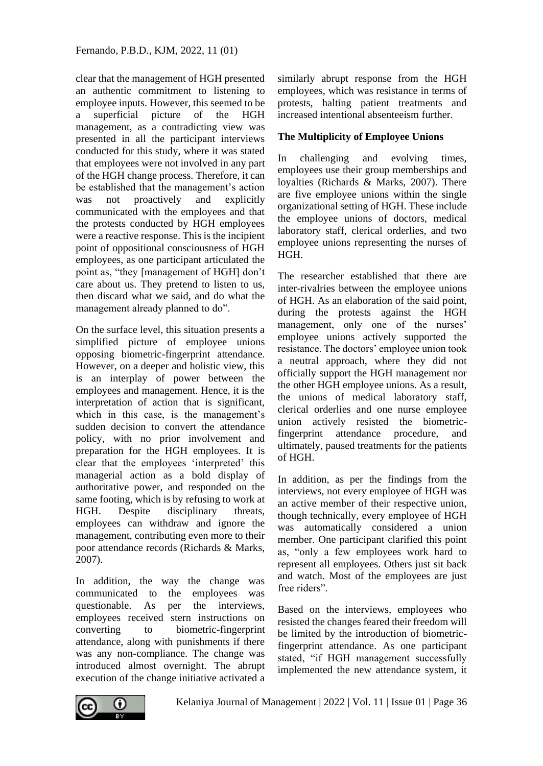clear that the management of HGH presented an authentic commitment to listening to employee inputs. However, this seemed to be a superficial picture of the HGH management, as a contradicting view was presented in all the participant interviews conducted for this study, where it was stated that employees were not involved in any part of the HGH change process. Therefore, it can be established that the management's action was not proactively and explicitly communicated with the employees and that the protests conducted by HGH employees were a reactive response. This is the incipient point of oppositional consciousness of HGH employees, as one participant articulated the point as, "they [management of HGH] don't care about us. They pretend to listen to us, then discard what we said, and do what the management already planned to do".

On the surface level, this situation presents a simplified picture of employee unions opposing biometric-fingerprint attendance. However, on a deeper and holistic view, this is an interplay of power between the employees and management. Hence, it is the interpretation of action that is significant, which in this case, is the management's sudden decision to convert the attendance policy, with no prior involvement and preparation for the HGH employees. It is clear that the employees 'interpreted' this managerial action as a bold display of authoritative power, and responded on the same footing, which is by refusing to work at HGH. Despite disciplinary threats, employees can withdraw and ignore the management, contributing even more to their poor attendance records (Richards & Marks, 2007).

In addition, the way the change was communicated to the employees was questionable. As per the interviews, employees received stern instructions on converting to biometric-fingerprint attendance, along with punishments if there was any non-compliance. The change was introduced almost overnight. The abrupt execution of the change initiative activated a similarly abrupt response from the HGH employees, which was resistance in terms of protests, halting patient treatments and increased intentional absenteeism further.

**The Multiplicity of Employee Unions**

In challenging and evolving times, employees use their group memberships and loyalties (Richards & Marks, 2007). There are five employee unions within the single organizational setting of HGH. These include the employee unions of doctors, medical laboratory staff, clerical orderlies, and two employee unions representing the nurses of HGH.

The researcher established that there are inter-rivalries between the employee unions of HGH. As an elaboration of the said point, during the protests against the HGH management, only one of the nurses' employee unions actively supported the resistance. The doctors' employee union took a neutral approach, where they did not officially support the HGH management nor the other HGH employee unions. As a result, the unions of medical laboratory staff, clerical orderlies and one nurse employee union actively resisted the biometric-fingerprint attendance procedure, and ultimately, paused treatments for the patients of HGH.

In addition, as per the findings from the interviews, not every employee of HGH was an active member of their respective union, though technically, every employee of HGH was automatically considered a union member. One participant clarified this point as, "only a few employees work hard to represent all employees. Others just sit back and watch. Most of the employees are just free riders".

Based on the interviews, employees who resisted the changes feared their freedom will be limited by the introduction of biometric-fingerprint attendance. As one participant stated, "if HGH management successfully implemented the new attendance system, it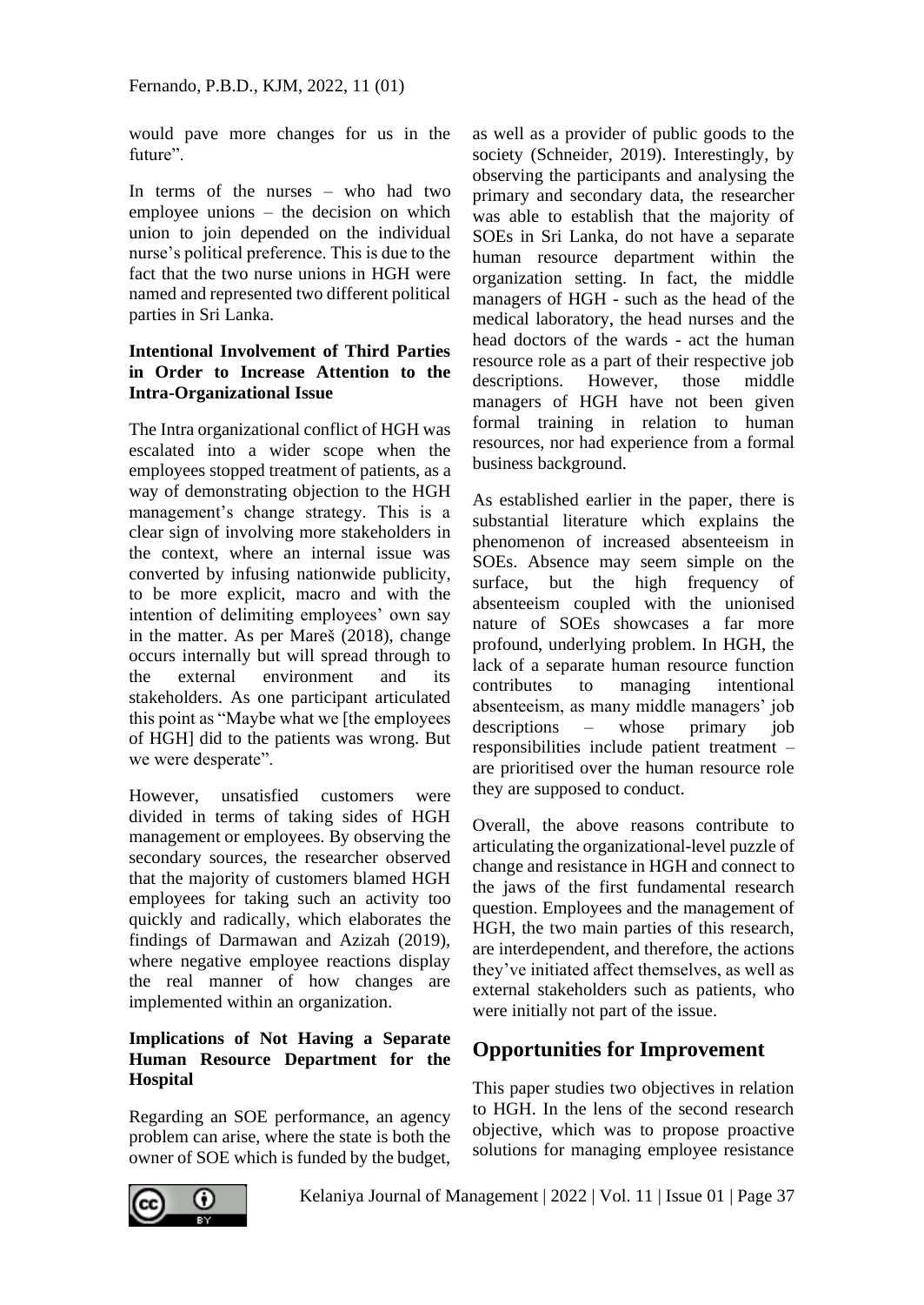would pave more changes for us in the future".

In terms of the nurses – who had two employee unions – the decision on which union to join depended on the individual nurse's political preference. This is due to the fact that the two nurse unions in HGH were named and represented two different political parties in Sri Lanka.

**Intentional Involvement of Third Parties in Order to Increase Attention to the Intra-Organizational Issue**

The Intra organizational conflict of HGH was escalated into a wider scope when the employees stopped treatment of patients, as a way of demonstrating objection to the HGH management's change strategy. This is a clear sign of involving more stakeholders in the context, where an internal issue was converted by infusing nationwide publicity, to be more explicit, macro and with the intention of delimiting employees' own say in the matter. As per Mareš (2018), change occurs internally but will spread through to the external environment and its stakeholders. As one participant articulated this point as "Maybe what we [the employees of HGH] did to the patients was wrong. But we were desperate".

However, unsatisfied customers were divided in terms of taking sides of HGH management or employees. By observing the secondary sources, the researcher observed that the majority of customers blamed HGH employees for taking such an activity too quickly and radically, which elaborates the findings of Darmawan and Azizah (2019), where negative employee reactions display the real manner of how changes are implemented within an organization.

**Implications of Not Having a Separate Human Resource Department for the Hospital**

Regarding an SOE performance, an agency problem can arise, where the state is both the owner of SOE which is funded by the budget, as well as a provider of public goods to the society (Schneider, 2019). Interestingly, by observing the participants and analysing the primary and secondary data, the researcher was able to establish that the majority of SOEs in Sri Lanka, do not have a separate human resource department within the organization setting. In fact, the middle managers of HGH - such as the head of the medical laboratory, the head nurses and the head doctors of the wards - act the human resource role as a part of their respective job descriptions. However, those middle managers of HGH have not been given formal training in relation to human resources, nor had experience from a formal business background.

As established earlier in the paper, there is substantial literature which explains the phenomenon of increased absenteeism in SOEs. Absence may seem simple on the surface, but the high frequency of absenteeism coupled with the unionised nature of SOEs showcases a far more profound, underlying problem. In HGH, the lack of a separate human resource function contributes to managing intentional absenteeism, as many middle managers' job descriptions – whose primary job responsibilities include patient treatment – are prioritised over the human resource role they are supposed to conduct.

Overall, the above reasons contribute to articulating the organizational-level puzzle of change and resistance in HGH and connect to the jaws of the first fundamental research question. Employees and the management of HGH, the two main parties of this research, are interdependent, and therefore, the actions they've initiated affect themselves, as well as external stakeholders such as patients, who were initially not part of the issue.

## Opportunities for Improvement

This paper studies two objectives in relation to HGH. In the lens of the second research objective, which was to propose proactive solutions for managing employee resistance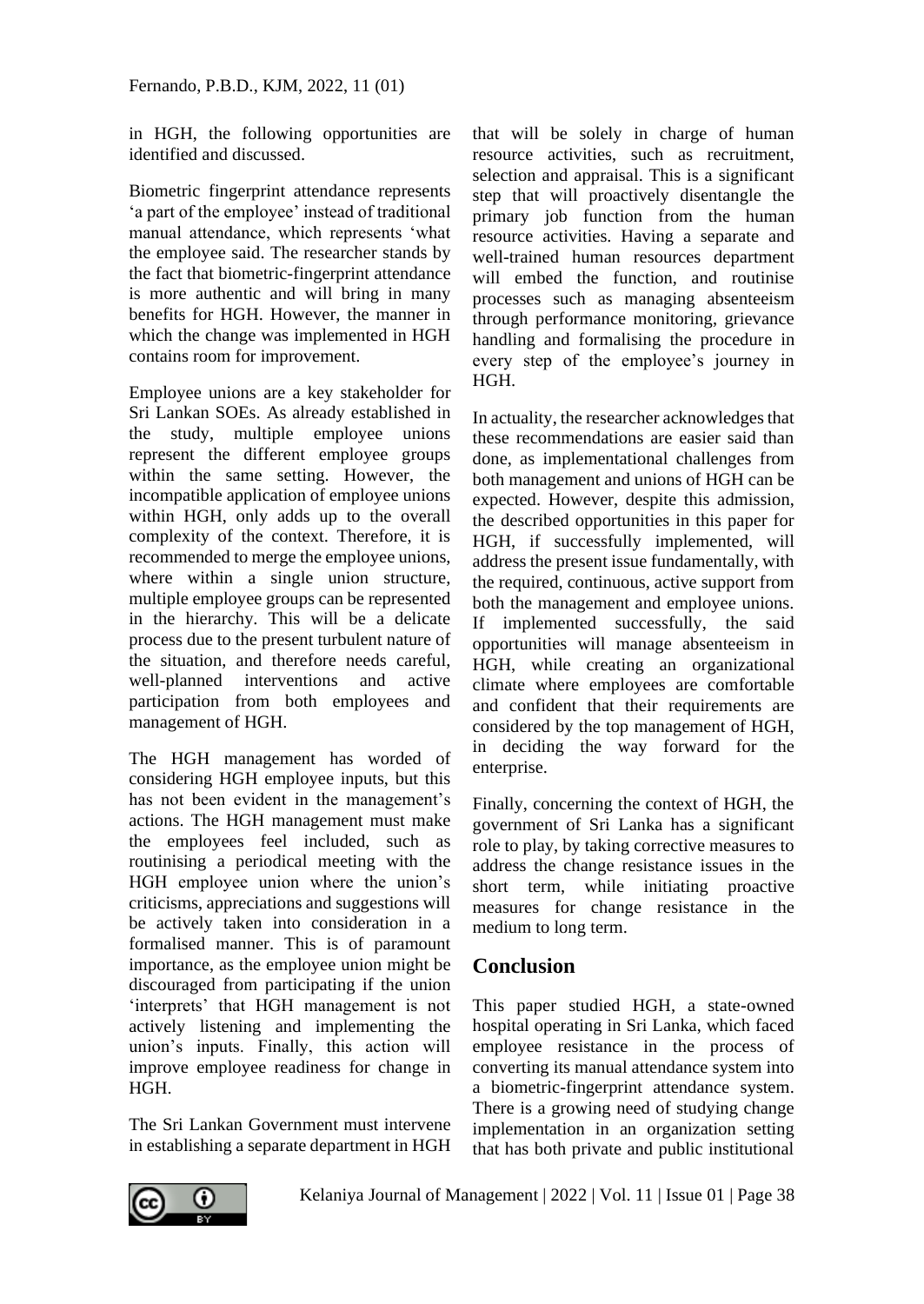in HGH, the following opportunities are identified and discussed.

Biometric fingerprint attendance represents 'a part of the employee' instead of traditional manual attendance, which represents 'what the employee said. The researcher stands by the fact that biometric-fingerprint attendance is more authentic and will bring in many benefits for HGH. However, the manner in which the change was implemented in HGH contains room for improvement.

Employee unions are a key stakeholder for Sri Lankan SOEs. As already established in the study, multiple employee unions represent the different employee groups within the same setting. However, the incompatible application of employee unions within HGH, only adds up to the overall complexity of the context. Therefore, it is recommended to merge the employee unions, where within a single union structure, multiple employee groups can be represented in the hierarchy. This will be a delicate process due to the present turbulent nature of the situation, and therefore needs careful, well-planned interventions and active participation from both employees and management of HGH.

The HGH management has worded of considering HGH employee inputs, but this has not been evident in the management's actions. The HGH management must make the employees feel included, such as routinising a periodical meeting with the HGH employee union where the union's criticisms, appreciations and suggestions will be actively taken into consideration in a formalised manner. This is of paramount importance, as the employee union might be discouraged from participating if the union 'interprets' that HGH management is not actively listening and implementing the union's inputs. Finally, this action will improve employee readiness for change in HGH.

The Sri Lankan Government must intervene in establishing a separate department in HGH that will be solely in charge of human resource activities, such as recruitment, selection and appraisal. This is a significant step that will proactively disentangle the primary job function from the human resource activities. Having a separate and well-trained human resources department will embed the function, and routinise processes such as managing absenteeism through performance monitoring, grievance handling and formalising the procedure in every step of the employee's journey in HGH.

In actuality, the researcher acknowledges that these recommendations are easier said than done, as implementational challenges from both management and unions of HGH can be expected. However, despite this admission, the described opportunities in this paper for HGH, if successfully implemented, will address the present issue fundamentally, with the required, continuous, active support from both the management and employee unions. If implemented successfully, the said opportunities will manage absenteeism in HGH, while creating an organizational climate where employees are comfortable and confident that their requirements are considered by the top management of HGH, in deciding the way forward for the enterprise.

Finally, concerning the context of HGH, the government of Sri Lanka has a significant role to play, by taking corrective measures to address the change resistance issues in the short term, while initiating proactive measures for change resistance in the medium to long term.

## Conclusion

This paper studied HGH, a state-owned hospital operating in Sri Lanka, which faced employee resistance in the process of converting its manual attendance system into a biometric-fingerprint attendance system. There is a growing need of studying change implementation in an organization setting that has both private and public institutional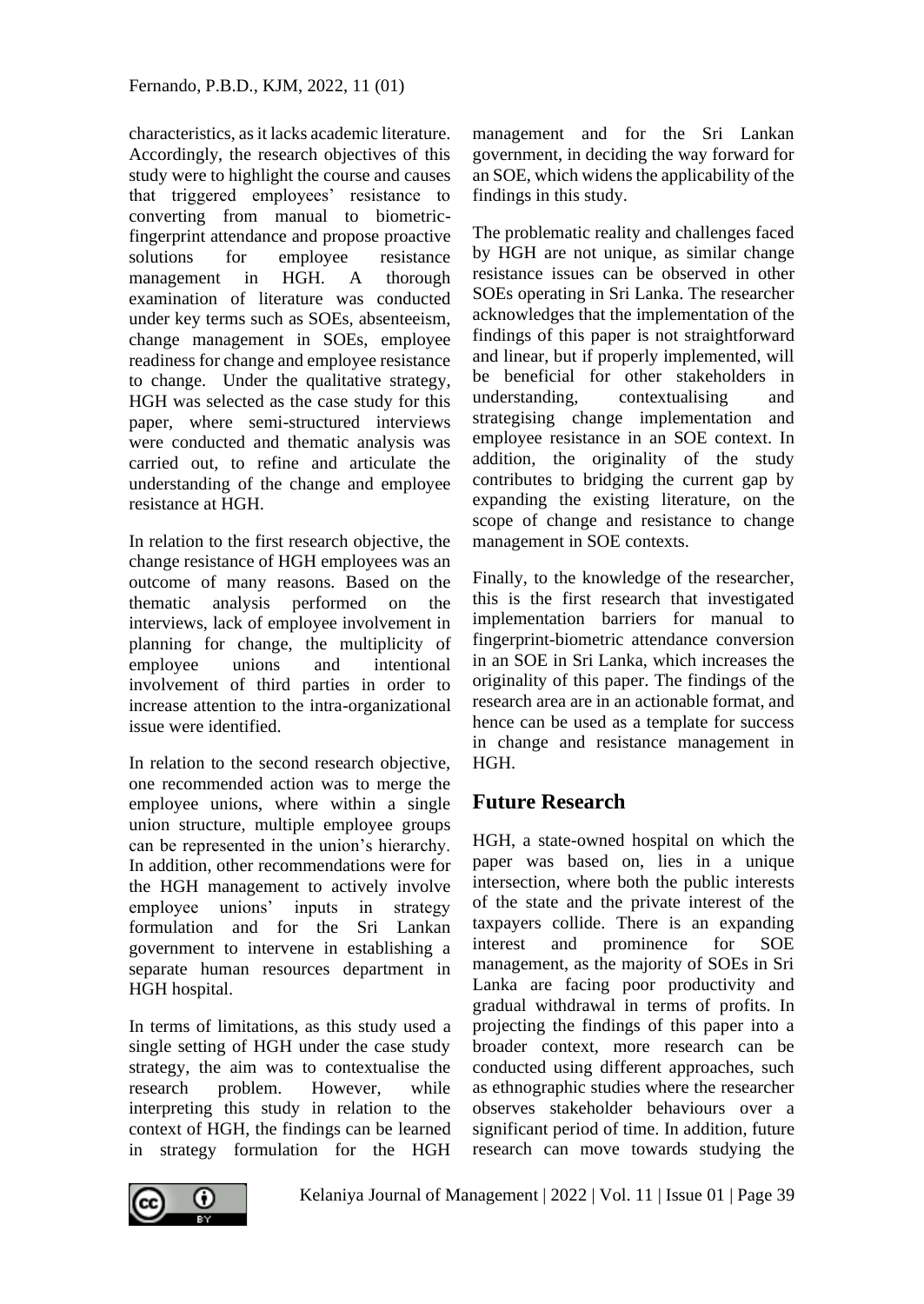characteristics, as it lacks academic literature. Accordingly, the research objectives of this study were to highlight the course and causes that triggered employees' resistance to converting from manual to biometric-fingerprint attendance and propose proactive solutions for employee resistance management in HGH. A thorough examination of literature was conducted under key terms such as SOEs, absenteeism, change management in SOEs, employee readiness for change and employee resistance to change. Under the qualitative strategy, HGH was selected as the case study for this paper, where semi-structured interviews were conducted and thematic analysis was carried out, to refine and articulate the understanding of the change and employee resistance at HGH.

In relation to the first research objective, the change resistance of HGH employees was an outcome of many reasons. Based on the thematic analysis performed on the interviews, lack of employee involvement in planning for change, the multiplicity of employee unions and intentional involvement of third parties in order to increase attention to the intra-organizational issue were identified.

In relation to the second research objective, one recommended action was to merge the employee unions, where within a single union structure, multiple employee groups can be represented in the union's hierarchy. In addition, other recommendations were for the HGH management to actively involve employee unions' inputs in strategy formulation and for the Sri Lankan government to intervene in establishing a separate human resources department in HGH hospital.

In terms of limitations, as this study used a single setting of HGH under the case study strategy, the aim was to contextualise the research problem. However, while interpreting this study in relation to the context of HGH, the findings can be learned in strategy formulation for the HGH management and for the Sri Lankan government, in deciding the way forward for an SOE, which widens the applicability of the findings in this study.

The problematic reality and challenges faced by HGH are not unique, as similar change resistance issues can be observed in other SOEs operating in Sri Lanka. The researcher acknowledges that the implementation of the findings of this paper is not straightforward and linear, but if properly implemented, will be beneficial for other stakeholders in understanding, contextualising and strategising change implementation and employee resistance in an SOE context. In addition, the originality of the study contributes to bridging the current gap by expanding the existing literature, on the scope of change and resistance to change management in SOE contexts.

Finally, to the knowledge of the researcher, this is the first research that investigated implementation barriers for manual to fingerprint-biometric attendance conversion in an SOE in Sri Lanka, which increases the originality of this paper. The findings of the research area are in an actionable format, and hence can be used as a template for success in change and resistance management in HGH.

## Future Research

HGH, a state-owned hospital on which the paper was based on, lies in a unique intersection, where both the public interests of the state and the private interest of the taxpayers collide. There is an expanding interest and prominence for SOE management, as the majority of SOEs in Sri Lanka are facing poor productivity and gradual withdrawal in terms of profits. In projecting the findings of this paper into a broader context, more research can be conducted using different approaches, such as ethnographic studies where the researcher observes stakeholder behaviours over a significant period of time. In addition, future research can move towards studying the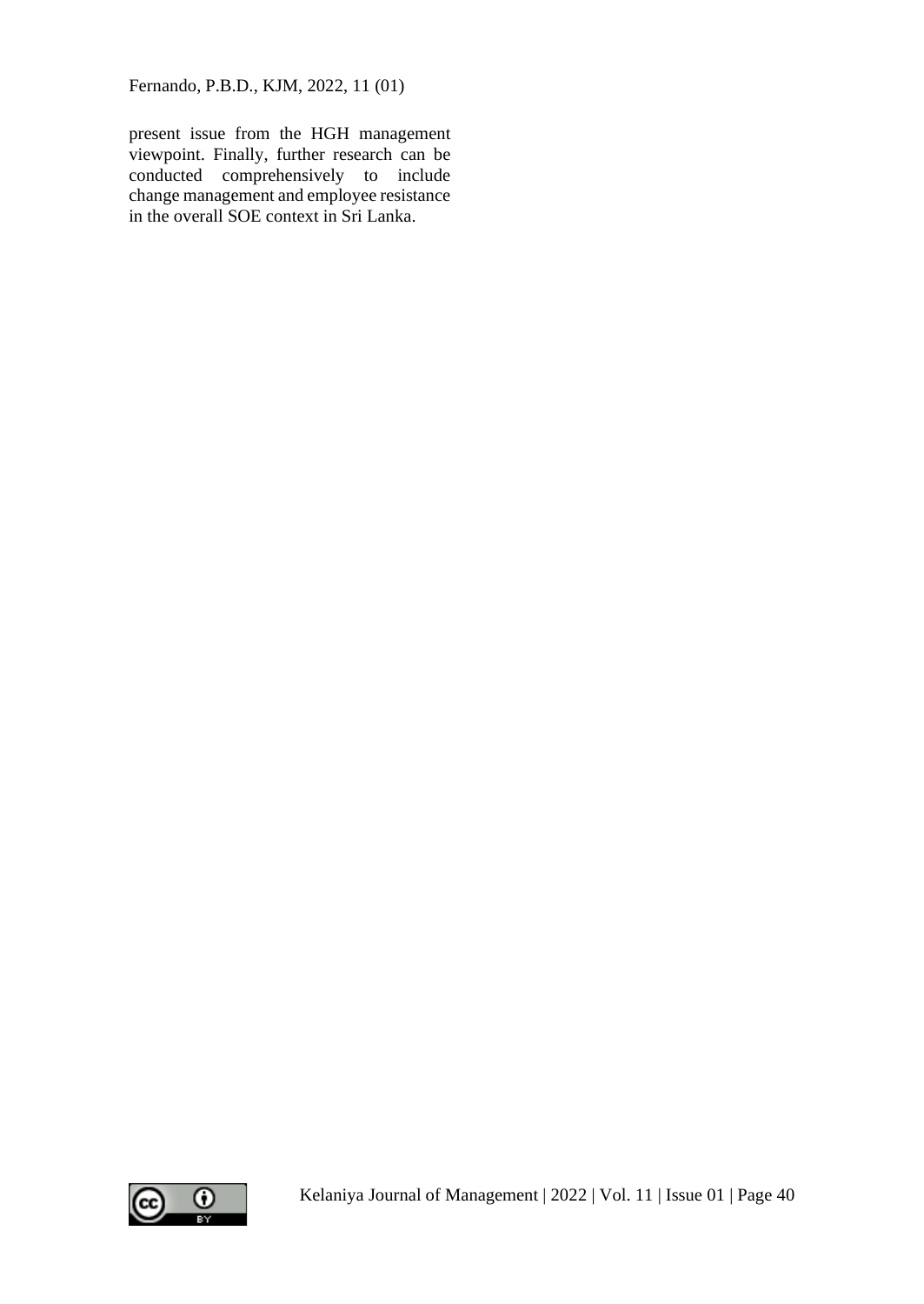present issue from the HGH management viewpoint. Finally, further research can be conducted comprehensively to include change management and employee resistance in the overall SOE context in Sri Lanka.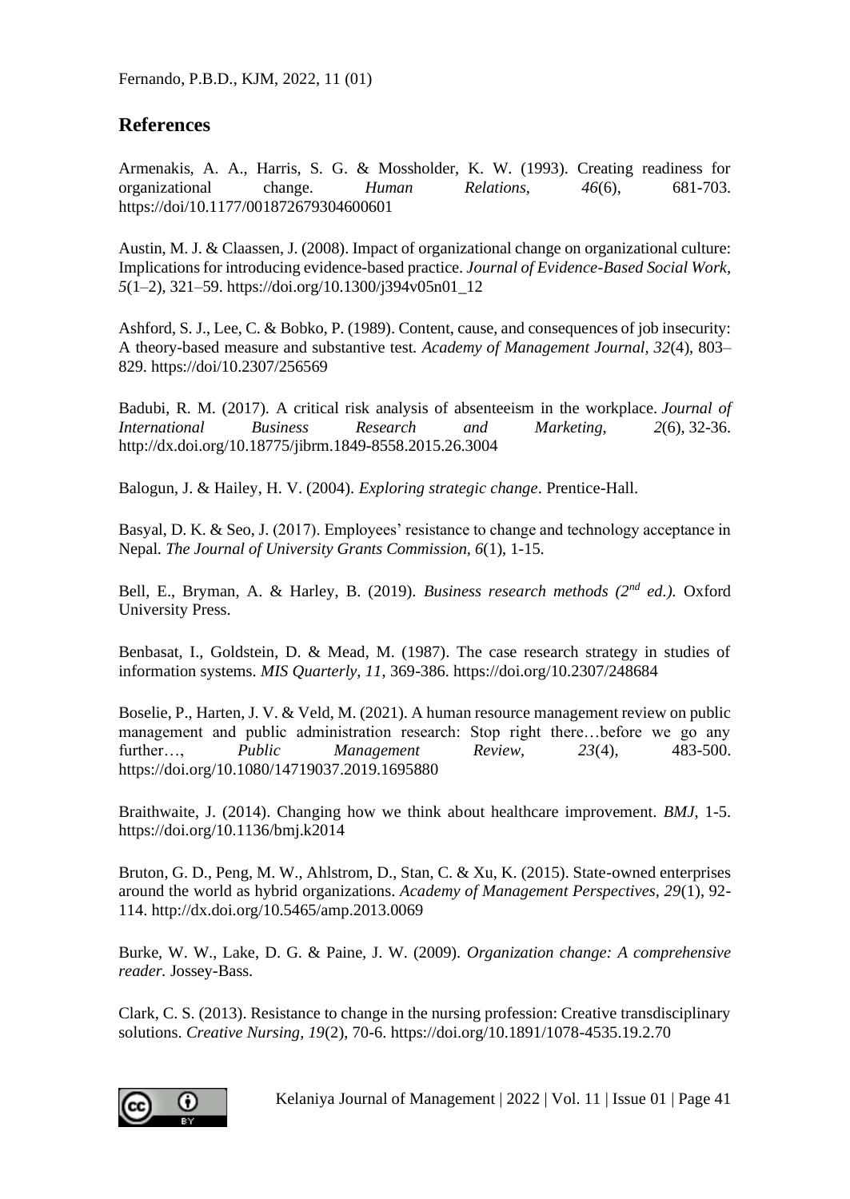## References

Armenakis, A. A., Harris, S. G. & Mossholder, K. W. (1993). Creating readiness for organizational change. *Human Relations, 46*(6), 681-703. https://doi/10.1177/001872679304600601

Austin, M. J. & Claassen, J. (2008). Impact of organizational change on organizational culture: Implications for introducing evidence-based practice. *Journal of Evidence-Based Social Work, 5*(1–2), 321–59. https://doi.org/10.1300/j394v05n01_12

Ashford, S. J., Lee, C. & Bobko, P. (1989). Content, cause, and consequences of job insecurity: A theory-based measure and substantive test. *Academy of Management Journal, 32*(4), 803–829. https://doi/10.2307/256569

Badubi, R. M. (2017). A critical risk analysis of absenteeism in the workplace. *Journal of International Business Research and Marketing, 2*(6), 32-36. http://dx.doi.org/10.18775/jibrm.1849-8558.2015.26.3004

Balogun, J. & Hailey, H. V. (2004). *Exploring strategic change*. Prentice-Hall.

Basyal, D. K. & Seo, J. (2017). Employees' resistance to change and technology acceptance in Nepal. *The Journal of University Grants Commission, 6*(1), 1-15.

Bell, E., Bryman, A. & Harley, B. (2019). *Business research methods (2nd ed.)*. Oxford University Press.

Benbasat, I., Goldstein, D. & Mead, M. (1987). The case research strategy in studies of information systems. *MIS Quarterly, 11*, 369-386. https://doi.org/10.2307/248684

Boselie, P., Harten, J. V. & Veld, M. (2021). A human resource management review on public management and public administration research: Stop right there…before we go any further…, *Public Management Review, 23*(4), 483-500. https://doi.org/10.1080/14719037.2019.1695880

Braithwaite, J. (2014). Changing how we think about healthcare improvement. *BMJ*, 1-5. https://doi.org/10.1136/bmj.k2014

Bruton, G. D., Peng, M. W., Ahlstrom, D., Stan, C. & Xu, K. (2015). State-owned enterprises around the world as hybrid organizations. *Academy of Management Perspectives, 29*(1), 92-114. http://dx.doi.org/10.5465/amp.2013.0069

Burke, W. W., Lake, D. G. & Paine, J. W. (2009). *Organization change: A comprehensive reader*. Jossey-Bass.

Clark, C. S. (2013). Resistance to change in the nursing profession: Creative transdisciplinary solutions. *Creative Nursing, 19*(2), 70-6. https://doi.org/10.1891/1078-4535.19.2.70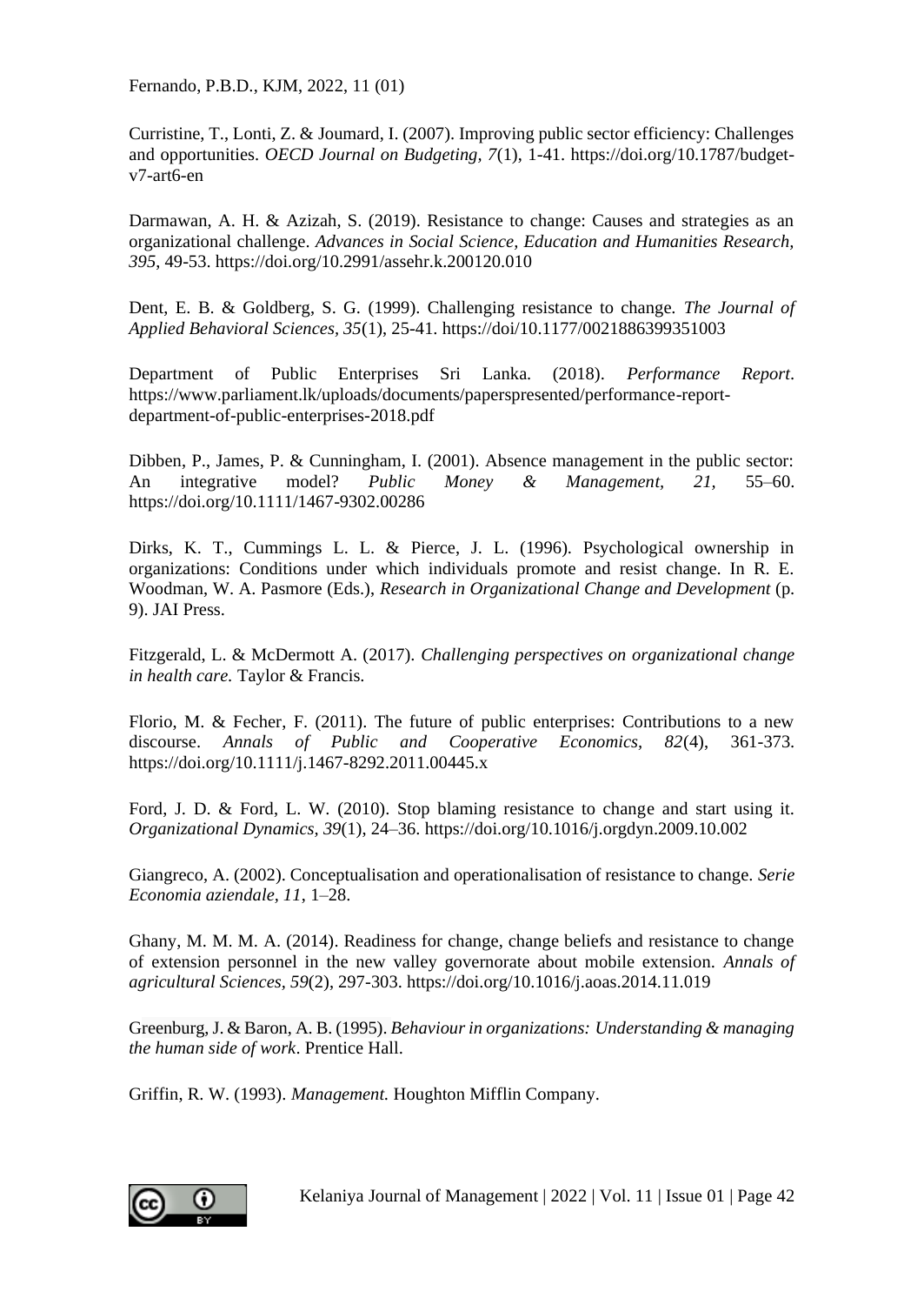Curristine, T., Lonti, Z. & Joumard, I. (2007). Improving public sector efficiency: Challenges and opportunities. *OECD Journal on Budgeting*, *7*(1), 1-41. https://doi.org/10.1787/budget-v7-art6-en

Darmawan, A. H. & Azizah, S. (2019). Resistance to change: Causes and strategies as an organizational challenge. *Advances in Social Science, Education and Humanities Research, 395*, 49-53. https://doi.org/10.2991/assehr.k.200120.010

Dent, E. B. & Goldberg, S. G. (1999). Challenging resistance to change. *The Journal of Applied Behavioral Sciences, 35*(1), 25-41. https://doi/10.1177/0021886399351003

Department of Public Enterprises Sri Lanka. (2018). *Performance Report*. https://www.parliament.lk/uploads/documents/paperspresented/performance-report-department-of-public-enterprises-2018.pdf

Dibben, P., James, P. & Cunningham, I. (2001). Absence management in the public sector: An integrative model? *Public Money & Management, 21,* 55–60. https://doi.org/10.1111/1467-9302.00286

Dirks, K. T., Cummings L. L. & Pierce, J. L. (1996). Psychological ownership in organizations: Conditions under which individuals promote and resist change. In R. E. Woodman, W. A. Pasmore (Eds.), *Research in Organizational Change and Development* (p. 9). JAI Press.

Fitzgerald, L. & McDermott A. (2017). *Challenging perspectives on organizational change in health care.* Taylor & Francis.

Florio, M. & Fecher, F. (2011). The future of public enterprises: Contributions to a new discourse. *Annals of Public and Cooperative Economics, 82*(4), 361-373. https://doi.org/10.1111/j.1467-8292.2011.00445.x

Ford, J. D. & Ford, L. W. (2010). Stop blaming resistance to change and start using it. *Organizational Dynamics, 39*(1), 24–36. https://doi.org/10.1016/j.orgdyn.2009.10.002

Giangreco, A. (2002). Conceptualisation and operationalisation of resistance to change. *Serie Economia aziendale, 11*, 1–28.

Ghany, M. M. M. A. (2014). Readiness for change, change beliefs and resistance to change of extension personnel in the new valley governorate about mobile extension. *Annals of agricultural Sciences, 59*(2), 297-303. https://doi.org/10.1016/j.aoas.2014.11.019

Greenburg, J. & Baron, A. B. (1995). *Behaviour in organizations: Understanding & managing the human side of work*. Prentice Hall.

Griffin, R. W. (1993). *Management.* Houghton Mifflin Company.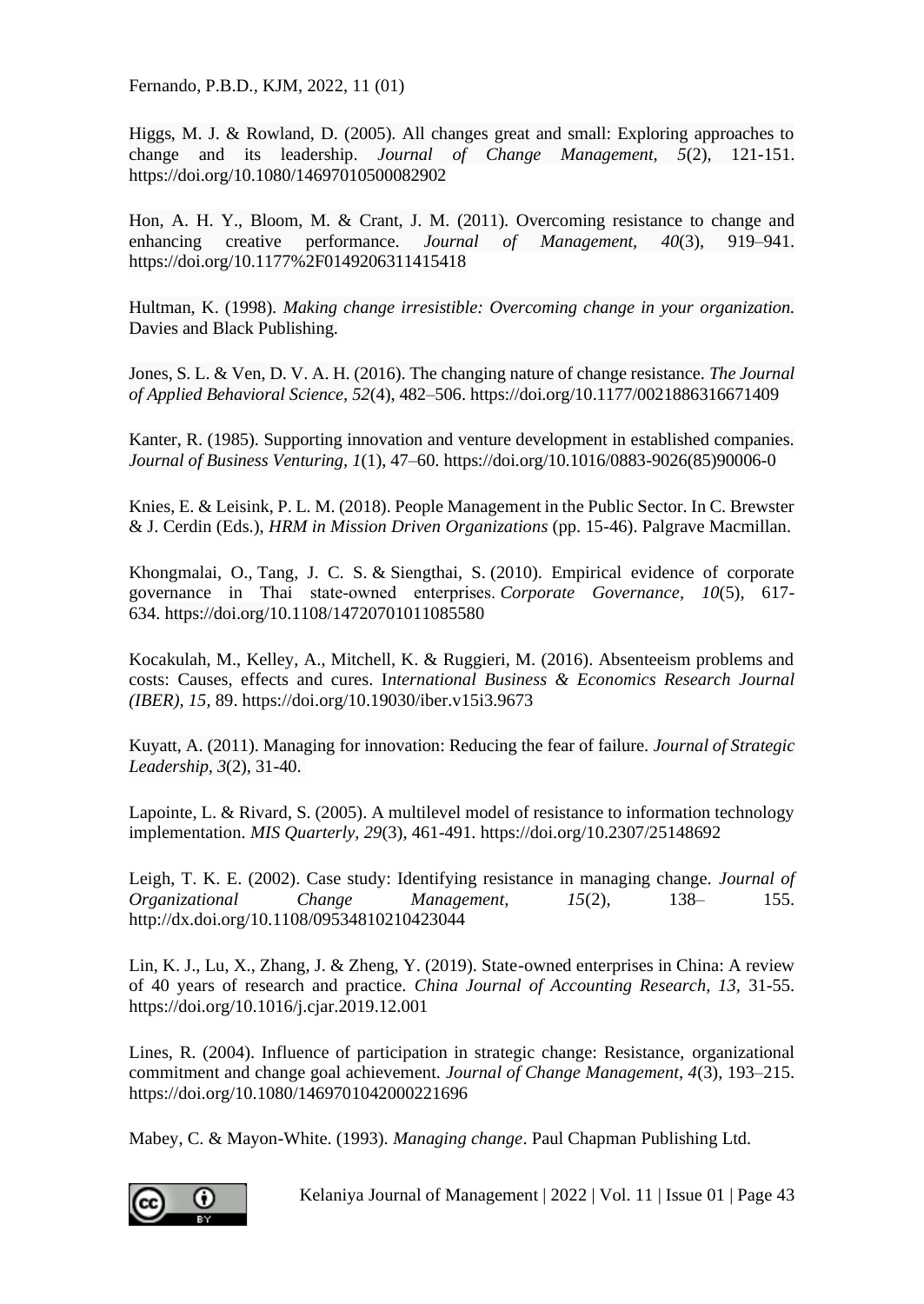Higgs, M. J. & Rowland, D. (2005). All changes great and small: Exploring approaches to change and its leadership. *Journal of Change Management*, *5*(2), 121-151. https://doi.org/10.1080/14697010500082902

Hon, A. H. Y., Bloom, M. & Crant, J. M. (2011). Overcoming resistance to change and enhancing creative performance. *Journal of Management, 40*(3), 919–941. https://doi.org/10.1177%2F0149206311415418

Hultman, K. (1998). *Making change irresistible: Overcoming change in your organization.* Davies and Black Publishing.

Jones, S. L. & Ven, D. V. A. H. (2016). The changing nature of change resistance. *The Journal of Applied Behavioral Science*, *52*(4), 482–506. https://doi.org/10.1177/0021886316671409

Kanter, R. (1985). Supporting innovation and venture development in established companies. *Journal of Business Venturing*, *1*(1), 47–60. https://doi.org/10.1016/0883-9026(85)90006-0

Knies, E. & Leisink, P. L. M. (2018). People Management in the Public Sector. In C. Brewster & J. Cerdin (Eds.), *HRM in Mission Driven Organizations* (pp. 15-46). Palgrave Macmillan.

Khongmalai, O., Tang, J. C. S. & Siengthai, S. (2010). Empirical evidence of corporate governance in Thai state‐owned enterprises. *Corporate Governance, 10*(5), 617-634. https://doi.org/10.1108/14720701011085580

Kocakulah, M., Kelley, A., Mitchell, K. & Ruggieri, M. (2016). Absenteeism problems and costs: Causes, effects and cures. I*nternational Business & Economics Research Journal (IBER), 15,* 89. https://doi.org/10.19030/iber.v15i3.9673

Kuyatt, A. (2011). Managing for innovation: Reducing the fear of failure. *Journal of Strategic Leadership, 3*(2), 31-40.

Lapointe, L. & Rivard, S. (2005). A multilevel model of resistance to information technology implementation. *MIS Quarterly*, *29*(3), 461-491. https://doi.org/10.2307/25148692

Leigh, T. K. E. (2002). Case study: Identifying resistance in managing change. *Journal of Organizational Change Management, 15*(2), 138– 155. http://dx.doi.org/10.1108/09534810210423044

Lin, K. J., Lu, X., Zhang, J. & Zheng, Y. (2019). State-owned enterprises in China: A review of 40 years of research and practice. *China Journal of Accounting Research, 13,* 31-55. https://doi.org/10.1016/j.cjar.2019.12.001

Lines, R. (2004). Influence of participation in strategic change: Resistance, organizational commitment and change goal achievement. *Journal of Change Management*, *4*(3), 193–215. https://doi.org/10.1080/1469701042000221696

Mabey, C. & Mayon-White. (1993). *Managing change*. Paul Chapman Publishing Ltd.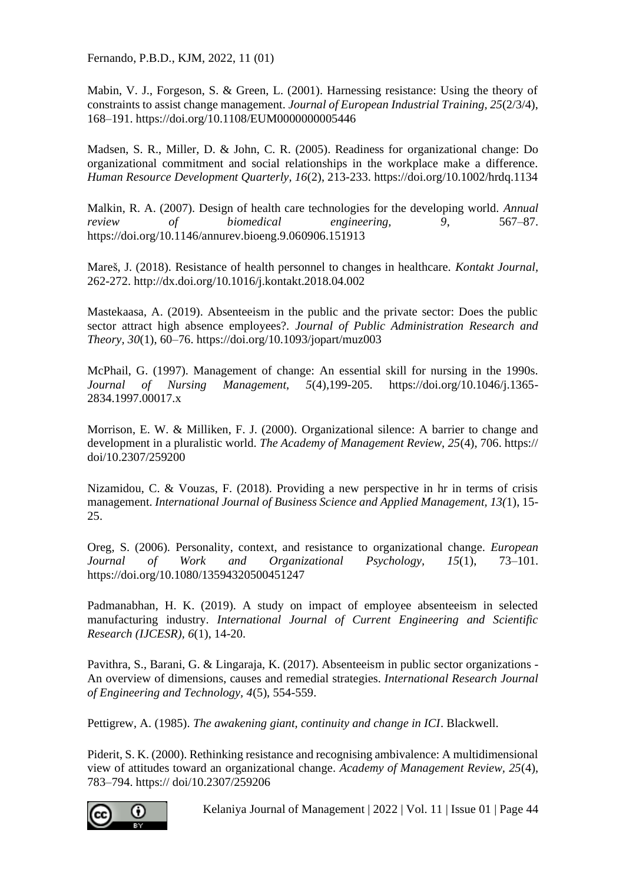Mabin, V. J., Forgeson, S. & Green, L. (2001). Harnessing resistance: Using the theory of constraints to assist change management. *Journal of European Industrial Training, 25*(2/3/4), 168–191. https://doi.org/10.1108/EUM0000000005446

Madsen, S. R., Miller, D. & John, C. R. (2005). Readiness for organizational change: Do organizational commitment and social relationships in the workplace make a difference. *Human Resource Development Quarterly, 16*(2), 213-233. https://doi.org/10.1002/hrdq.1134

Malkin, R. A. (2007). Design of health care technologies for the developing world. *Annual review of biomedical engineering, 9*, 567–87. https://doi.org/10.1146/annurev.bioeng.9.060906.151913

Mareš, J. (2018). Resistance of health personnel to changes in healthcare. *Kontakt Journal,* 262-272. http://dx.doi.org/10.1016/j.kontakt.2018.04.002

Mastekaasa, A. (2019). Absenteeism in the public and the private sector: Does the public sector attract high absence employees?. *Journal of Public Administration Research and Theory, 30*(1), 60–76. https://doi.org/10.1093/jopart/muz003

McPhail, G. (1997). Management of change: An essential skill for nursing in the 1990s. *Journal of Nursing Management, 5*(4),199-205. https://doi.org/10.1046/j.1365-2834.1997.00017.x

Morrison, E. W. & Milliken, F. J. (2000). Organizational silence: A barrier to change and development in a pluralistic world. *The Academy of Management Review, 25*(4), 706. https:// doi/10.2307/259200

Nizamidou, C. & Vouzas, F. (2018). Providing a new perspective in hr in terms of crisis management. *International Journal of Business Science and Applied Management, 13(*1), 15-25.

Oreg, S. (2006). Personality, context, and resistance to organizational change. *European Journal of Work and Organizational Psychology, 15*(1), 73–101. https://doi.org/10.1080/13594320500451247

Padmanabhan, H. K. (2019). A study on impact of employee absenteeism in selected manufacturing industry. *International Journal of Current Engineering and Scientific Research (IJCESR), 6*(1), 14-20.

Pavithra, S., Barani, G. & Lingaraja, K. (2017). Absenteeism in public sector organizations - An overview of dimensions, causes and remedial strategies. *International Research Journal of Engineering and Technology, 4*(5), 554-559.

Pettigrew, A. (1985). *The awakening giant, continuity and change in ICI*. Blackwell.

Piderit, S. K. (2000). Rethinking resistance and recognising ambivalence: A multidimensional view of attitudes toward an organizational change. *Academy of Management Review, 25*(4), 783–794. https:// doi/10.2307/259206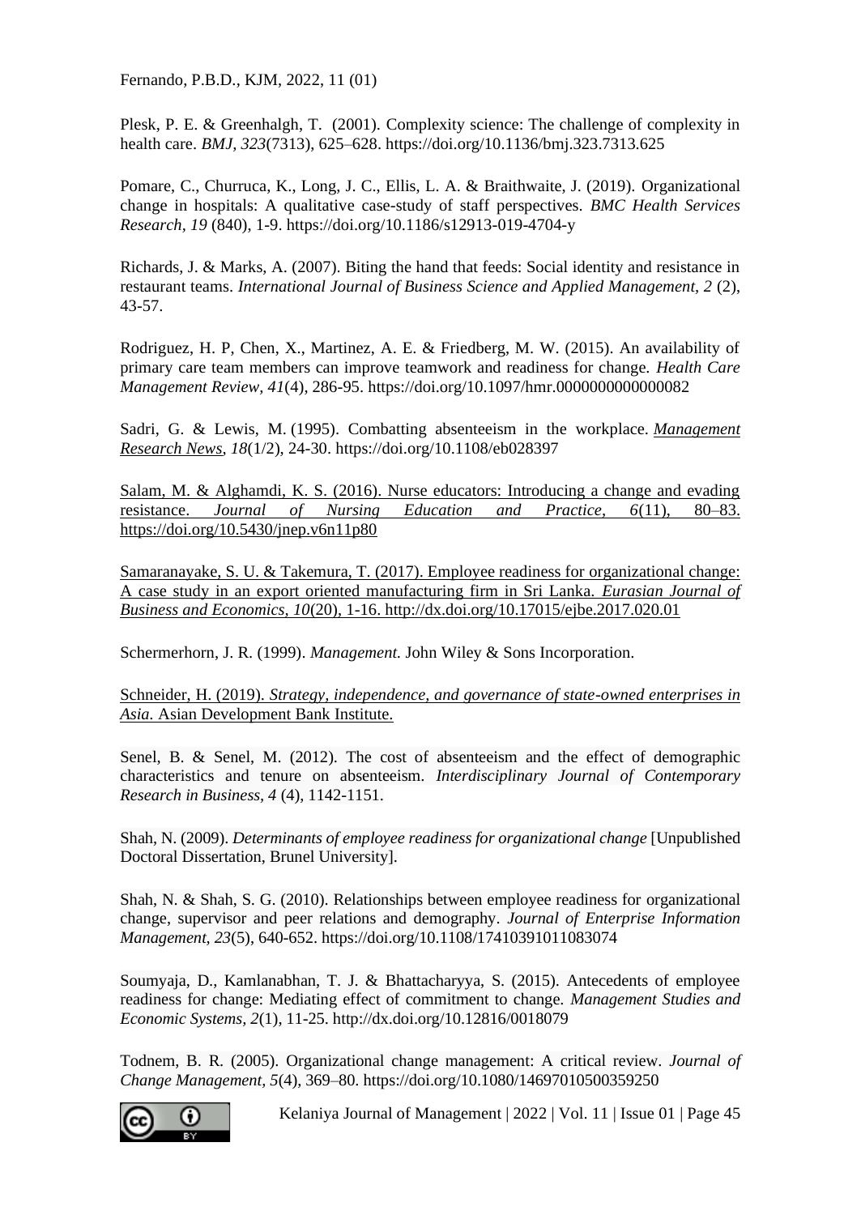Plesk, P. E. & Greenhalgh, T. (2001). Complexity science: The challenge of complexity in health care. *BMJ*, *323*(7313), 625–628. https://doi.org/10.1136/bmj.323.7313.625

Pomare, C., Churruca, K., Long, J. C., Ellis, L. A. & Braithwaite, J. (2019). Organizational change in hospitals: A qualitative case-study of staff perspectives. *BMC Health Services Research*, *19* (840), 1-9. https://doi.org/10.1186/s12913-019-4704-y

Richards, J. & Marks, A. (2007). Biting the hand that feeds: Social identity and resistance in restaurant teams. *International Journal of Business Science and Applied Management, 2* (2), 43-57.

Rodriguez, H. P, Chen, X., Martinez, A. E. & Friedberg, M. W. (2015). An availability of primary care team members can improve teamwork and readiness for change. *Health Care Management Review, 41*(4), 286-95. https://doi.org/10.1097/hmr.0000000000000082

Sadri, G. & Lewis, M. (1995). Combatting absenteeism in the workplace. *Management Research News, 18*(1/2), 24-30. https://doi.org/10.1108/eb028397

Salam, M. & Alghamdi, K. S. (2016). Nurse educators: Introducing a change and evading resistance. *Journal of Nursing Education and Practice, 6*(11), 80–83. https://doi.org/10.5430/jnep.v6n11p80

Samaranayake, S. U. & Takemura, T. (2017). Employee readiness for organizational change: A case study in an export oriented manufacturing firm in Sri Lanka. *Eurasian Journal of Business and Economics, 10*(20), 1-16. http://dx.doi.org/10.17015/ejbe.2017.020.01

Schermerhorn, J. R. (1999). *Management.* John Wiley & Sons Incorporation.

Schneider, H. (2019). *Strategy, independence, and governance of state-owned enterprises in Asia.* Asian Development Bank Institute.

Senel, B. & Senel, M. (2012). The cost of absenteeism and the effect of demographic characteristics and tenure on absenteeism. *Interdisciplinary Journal of Contemporary Research in Business, 4* (4), 1142-1151.

Shah, N. (2009). *Determinants of employee readiness for organizational change* [Unpublished Doctoral Dissertation, Brunel University].

Shah, N. & Shah, S. G. (2010). Relationships between employee readiness for organizational change, supervisor and peer relations and demography. *Journal of Enterprise Information Management*, *23*(5), 640-652. https://doi.org/10.1108/17410391011083074

Soumyaja, D., Kamlanabhan, T. J. & Bhattacharyya, S. (2015). Antecedents of employee readiness for change: Mediating effect of commitment to change. *Management Studies and Economic Systems, 2*(1), 11-25. http://dx.doi.org/10.12816/0018079

Todnem, B. R. (2005). Organizational change management: A critical review. *Journal of Change Management*, *5*(4), 369–80. https://doi.org/10.1080/14697010500359250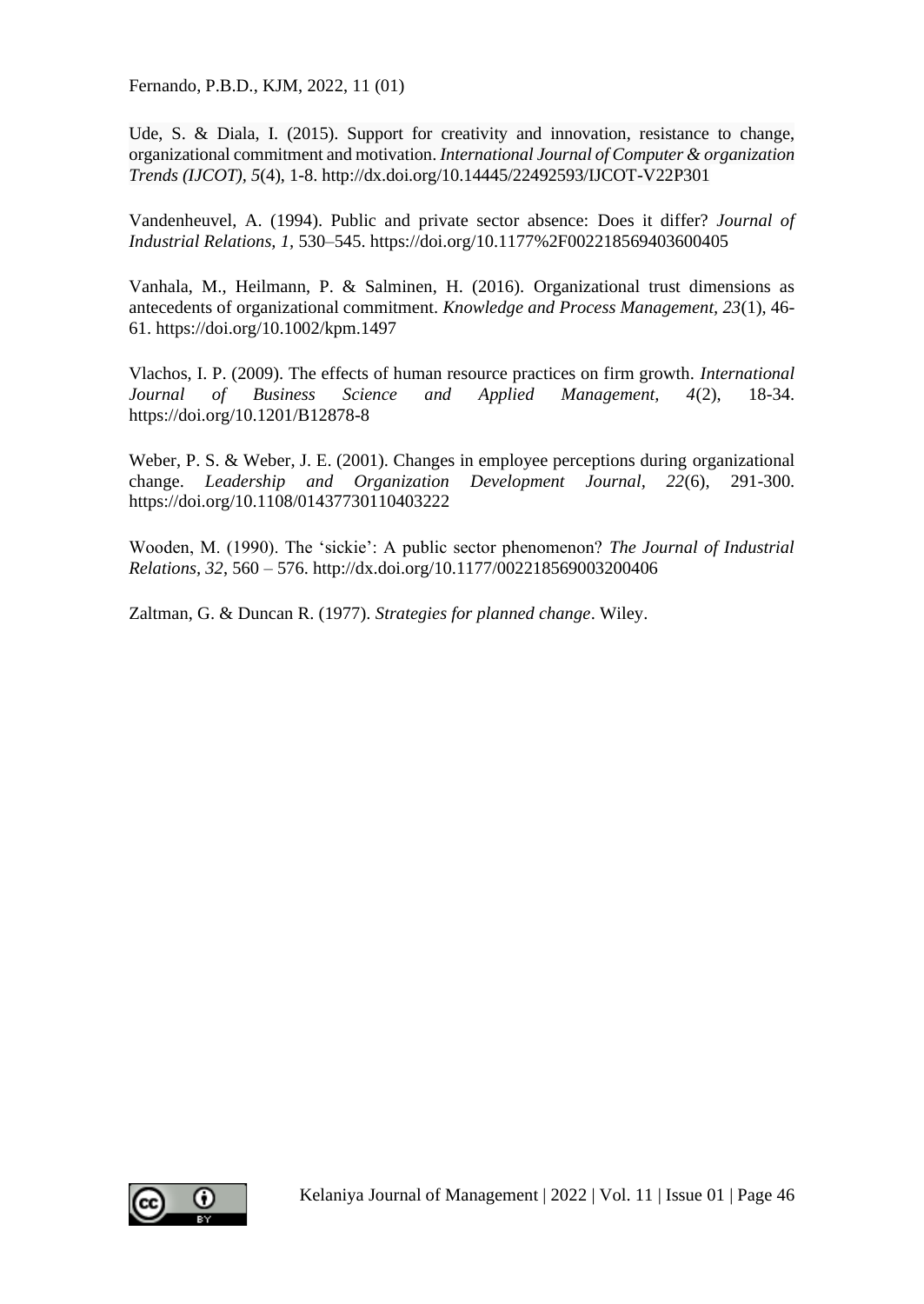Ude, S. & Diala, I. (2015). Support for creativity and innovation, resistance to change, organizational commitment and motivation. *International Journal of Computer & organization Trends (IJCOT)*, *5*(4), 1-8. http://dx.doi.org/10.14445/22492593/IJCOT-V22P301

Vandenheuvel, A. (1994). Public and private sector absence: Does it differ? *Journal of Industrial Relations, 1*, 530–545. https://doi.org/10.1177%2F002218569403600405

Vanhala, M., Heilmann, P. & Salminen, H. (2016). Organizational trust dimensions as antecedents of organizational commitment. *Knowledge and Process Management, 23*(1), 46-61. https://doi.org/10.1002/kpm.1497

Vlachos, I. P. (2009). The effects of human resource practices on firm growth. *International Journal of Business Science and Applied Management, 4*(2), 18-34. https://doi.org/10.1201/B12878-8

Weber, P. S. & Weber, J. E. (2001). Changes in employee perceptions during organizational change. *Leadership and Organization Development Journal, 22*(6), 291-300. https://doi.org/10.1108/01437730110403222

Wooden, M. (1990). The 'sickie': A public sector phenomenon? *The Journal of Industrial Relations, 32*, 560 – 576. http://dx.doi.org/10.1177/002218569003200406

Zaltman, G. & Duncan R. (1977). *Strategies for planned change*. Wiley.